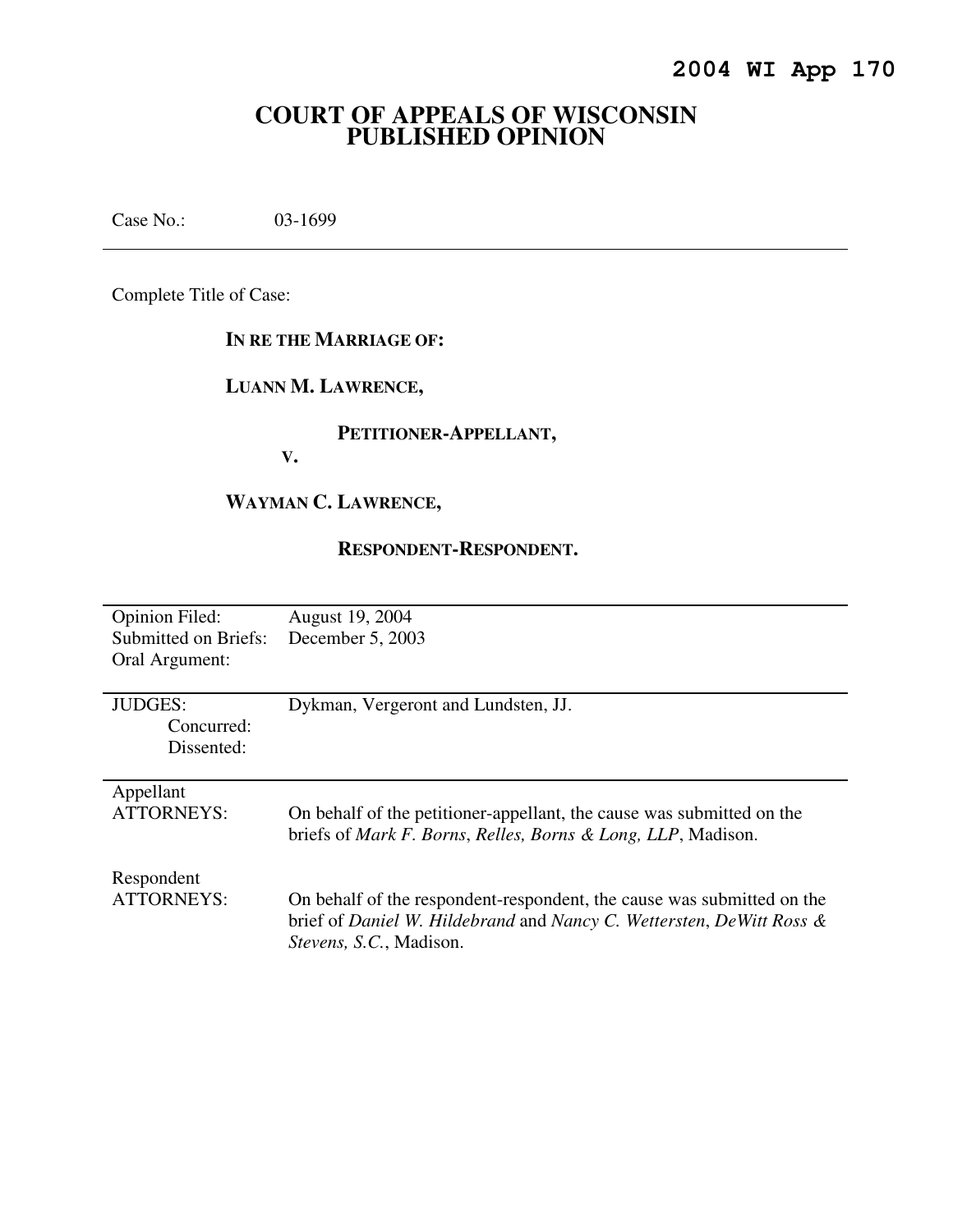**2004 WI App 170**

# COURT OF APPEALS OF WISCONSIN
# PUBLISHED OPINION

Case No.: 03-1699

---

Complete Title of Case:

**IN RE THE MARRIAGE OF:**

**LUANN M. LAWRENCE,**

**PETITIONER-APPELLANT,**

**V.**

**WAYMAN C. LAWRENCE,**

**RESPONDENT-RESPONDENT.**

---

| | |
|---|---|
| Opinion Filed: | August 19, 2004 |
| Submitted on Briefs: | December 5, 2003 |
| Oral Argument: | |

---

| | |
|---|---|
| JUDGES: | Dykman, Vergeront and Lundsten, JJ. |
| Concurred: | |
| Dissented: | |

---

| | |
|---|---|
| Appellant ATTORNEYS: | On behalf of the petitioner-appellant, the cause was submitted on the briefs of *Mark F. Borns*, *Relles, Borns & Long, LLP*, Madison. |
| Respondent ATTORNEYS: | On behalf of the respondent-respondent, the cause was submitted on the brief of *Daniel W. Hildebrand* and *Nancy C. Wettersten*, *DeWitt Ross & Stevens, S.C.*, Madison. |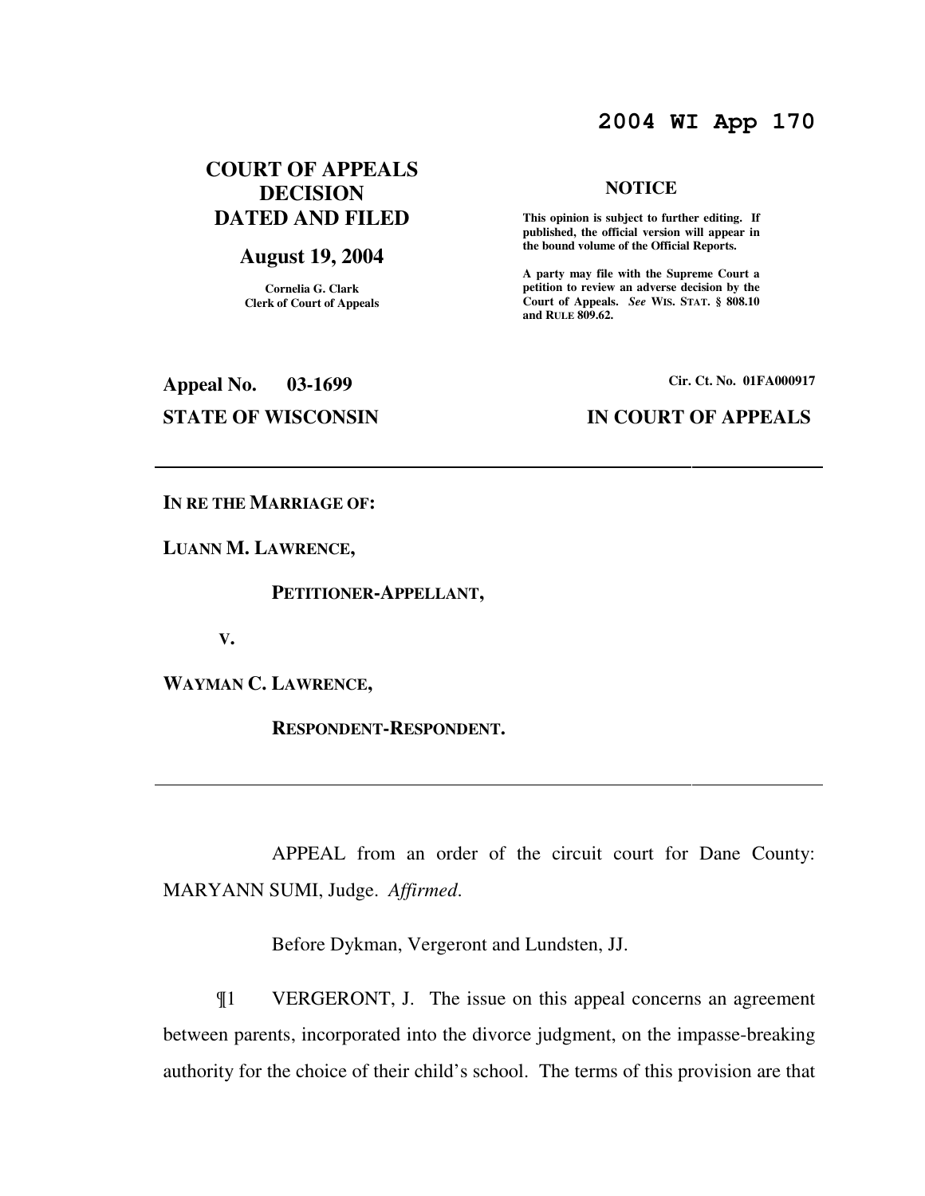**2004 WI App 170**

**COURT OF APPEALS DECISION DATED AND FILED**

**August 19, 2004**

Cornelia G. Clark
Clerk of Court of Appeals

**NOTICE**

**This opinion is subject to further editing. If published, the official version will appear in the bound volume of the Official Reports.**

**A party may file with the Supreme Court a petition to review an adverse decision by the Court of Appeals.** ***See* WIS. STAT. § 808.10 and RULE 809.62.**

**Appeal No. 03-1699**

**Cir. Ct. No. 01FA000917**

**STATE OF WISCONSIN**

**IN COURT OF APPEALS**

---

**IN RE THE MARRIAGE OF:**

**LUANN M. LAWRENCE,**

**PETITIONER-APPELLANT,**

**V.**

**WAYMAN C. LAWRENCE,**

**RESPONDENT-RESPONDENT.**

---

APPEAL from an order of the circuit court for Dane County: MARYANN SUMI, Judge. *Affirmed*.

Before Dykman, Vergeront and Lundsten, JJ.

¶1 VERGERONT, J. The issue on this appeal concerns an agreement between parents, incorporated into the divorce judgment, on the impasse-breaking authority for the choice of their child's school. The terms of this provision are that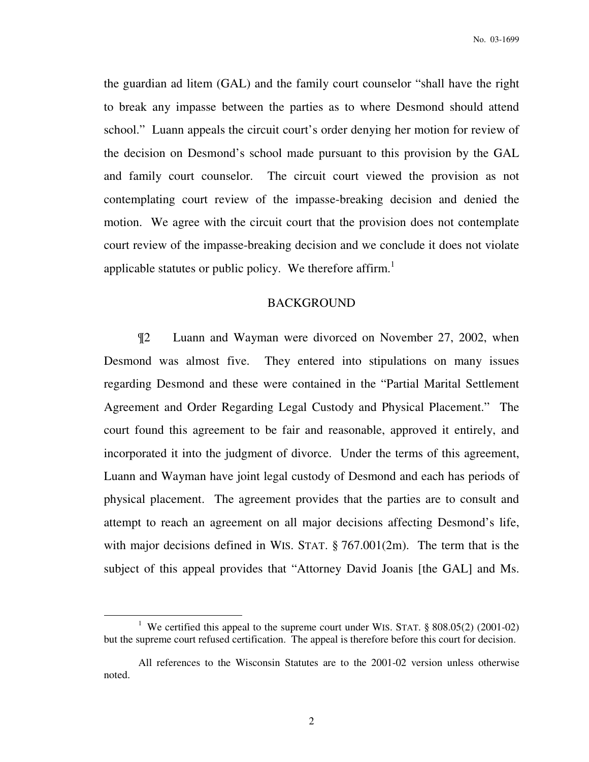the guardian ad litem (GAL) and the family court counselor "shall have the right to break any impasse between the parties as to where Desmond should attend school." Luann appeals the circuit court's order denying her motion for review of the decision on Desmond's school made pursuant to this provision by the GAL and family court counselor. The circuit court viewed the provision as not contemplating court review of the impasse-breaking decision and denied the motion. We agree with the circuit court that the provision does not contemplate court review of the impasse-breaking decision and we conclude it does not violate applicable statutes or public policy. We therefore affirm.[1]

## BACKGROUND

¶2 Luann and Wayman were divorced on November 27, 2002, when Desmond was almost five. They entered into stipulations on many issues regarding Desmond and these were contained in the "Partial Marital Settlement Agreement and Order Regarding Legal Custody and Physical Placement." The court found this agreement to be fair and reasonable, approved it entirely, and incorporated it into the judgment of divorce. Under the terms of this agreement, Luann and Wayman have joint legal custody of Desmond and each has periods of physical placement. The agreement provides that the parties are to consult and attempt to reach an agreement on all major decisions affecting Desmond's life, with major decisions defined in WIS. STAT. § 767.001(2m). The term that is the subject of this appeal provides that "Attorney David Joanis [the GAL] and Ms.

---

[1] We certified this appeal to the supreme court under WIS. STAT. § 808.05(2) (2001-02) but the supreme court refused certification. The appeal is therefore before this court for decision.

All references to the Wisconsin Statutes are to the 2001-02 version unless otherwise noted.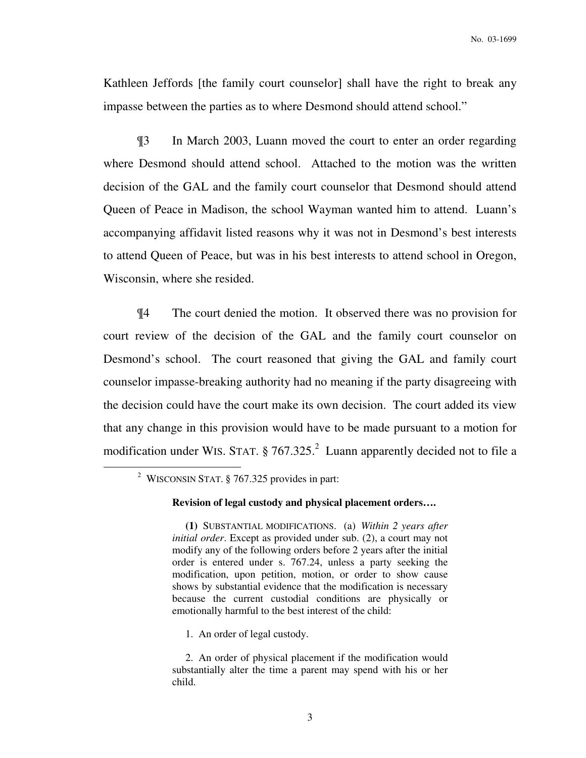Kathleen Jeffords [the family court counselor] shall have the right to break any impasse between the parties as to where Desmond should attend school."

¶3 In March 2003, Luann moved the court to enter an order regarding where Desmond should attend school. Attached to the motion was the written decision of the GAL and the family court counselor that Desmond should attend Queen of Peace in Madison, the school Wayman wanted him to attend. Luann's accompanying affidavit listed reasons why it was not in Desmond's best interests to attend Queen of Peace, but was in his best interests to attend school in Oregon, Wisconsin, where she resided.

¶4 The court denied the motion. It observed there was no provision for court review of the decision of the GAL and the family court counselor on Desmond's school. The court reasoned that giving the GAL and family court counselor impasse-breaking authority had no meaning if the party disagreeing with the decision could have the court make its own decision. The court added its view that any change in this provision would have to be made pursuant to a motion for modification under WIS. STAT. § 767.325.[2] Luann apparently decided not to file a

---

[2] WISCONSIN STAT. § 767.325 provides in part:

> **Revision of legal custody and physical placement orders….**
>
> **(1)** SUBSTANTIAL MODIFICATIONS. (a) *Within 2 years after initial order*. Except as provided under sub. (2), a court may not modify any of the following orders before 2 years after the initial order is entered under s. 767.24, unless a party seeking the modification, upon petition, motion, or order to show cause shows by substantial evidence that the modification is necessary because the current custodial conditions are physically or emotionally harmful to the best interest of the child:
>
> 1. An order of legal custody.
>
> 2. An order of physical placement if the modification would substantially alter the time a parent may spend with his or her child.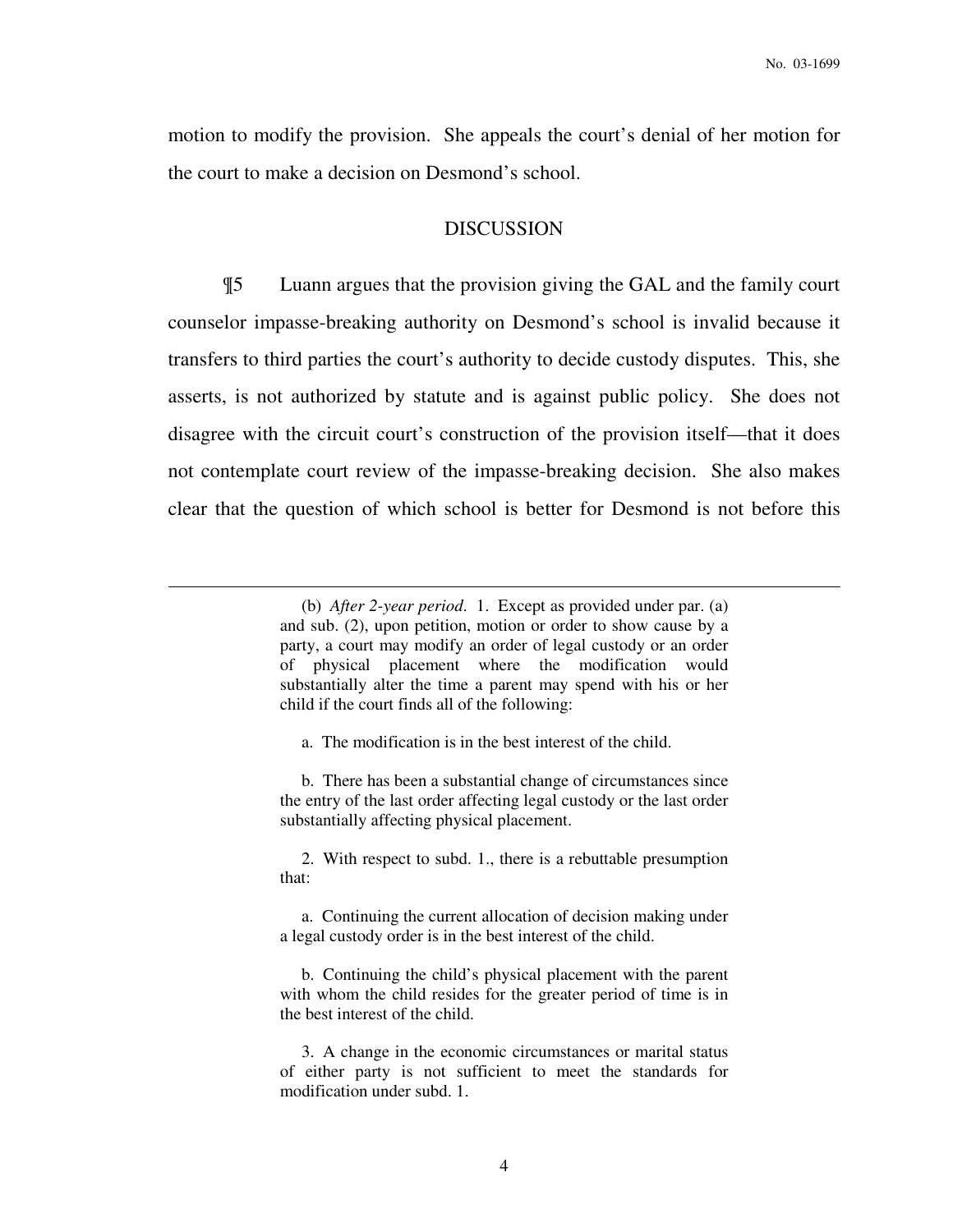motion to modify the provision. She appeals the court's denial of her motion for the court to make a decision on Desmond's school.

## DISCUSSION

¶5 Luann argues that the provision giving the GAL and the family court counselor impasse-breaking authority on Desmond's school is invalid because it transfers to third parties the court's authority to decide custody disputes. This, she asserts, is not authorized by statute and is against public policy. She does not disagree with the circuit court's construction of the provision itself—that it does not contemplate court review of the impasse-breaking decision. She also makes clear that the question of which school is better for Desmond is not before this

---

> (b) *After 2-year period.* 1. Except as provided under par. (a) and sub. (2), upon petition, motion or order to show cause by a party, a court may modify an order of legal custody or an order of physical placement where the modification would substantially alter the time a parent may spend with his or her child if the court finds all of the following:
>
> a. The modification is in the best interest of the child.
>
> b. There has been a substantial change of circumstances since the entry of the last order affecting legal custody or the last order substantially affecting physical placement.
>
> 2. With respect to subd. 1., there is a rebuttable presumption that:
>
> a. Continuing the current allocation of decision making under a legal custody order is in the best interest of the child.
>
> b. Continuing the child's physical placement with the parent with whom the child resides for the greater period of time is in the best interest of the child.
>
> 3. A change in the economic circumstances or marital status of either party is not sufficient to meet the standards for modification under subd. 1.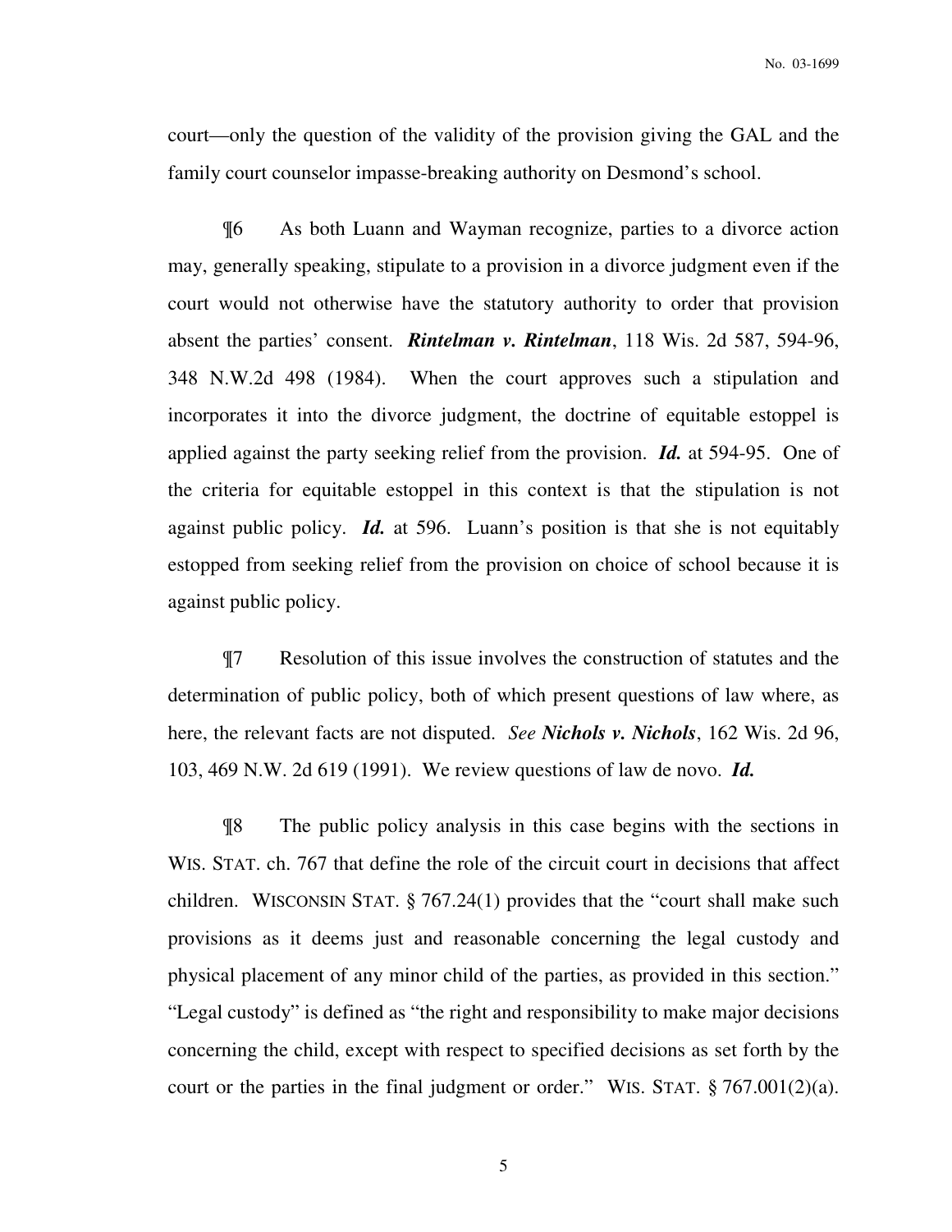court—only the question of the validity of the provision giving the GAL and the family court counselor impasse-breaking authority on Desmond's school.

¶6 As both Luann and Wayman recognize, parties to a divorce action may, generally speaking, stipulate to a provision in a divorce judgment even if the court would not otherwise have the statutory authority to order that provision absent the parties' consent. ***Rintelman v. Rintelman***, 118 Wis. 2d 587, 594-96, 348 N.W.2d 498 (1984). When the court approves such a stipulation and incorporates it into the divorce judgment, the doctrine of equitable estoppel is applied against the party seeking relief from the provision. ***Id.*** at 594-95. One of the criteria for equitable estoppel in this context is that the stipulation is not against public policy. ***Id.*** at 596. Luann's position is that she is not equitably estopped from seeking relief from the provision on choice of school because it is against public policy.

¶7 Resolution of this issue involves the construction of statutes and the determination of public policy, both of which present questions of law where, as here, the relevant facts are not disputed. *See* ***Nichols v. Nichols***, 162 Wis. 2d 96, 103, 469 N.W. 2d 619 (1991). We review questions of law de novo. ***Id.***

¶8 The public policy analysis in this case begins with the sections in WIS. STAT. ch. 767 that define the role of the circuit court in decisions that affect children. WISCONSIN STAT. § 767.24(1) provides that the "court shall make such provisions as it deems just and reasonable concerning the legal custody and physical placement of any minor child of the parties, as provided in this section." "Legal custody" is defined as "the right and responsibility to make major decisions concerning the child, except with respect to specified decisions as set forth by the court or the parties in the final judgment or order." WIS. STAT. § 767.001(2)(a).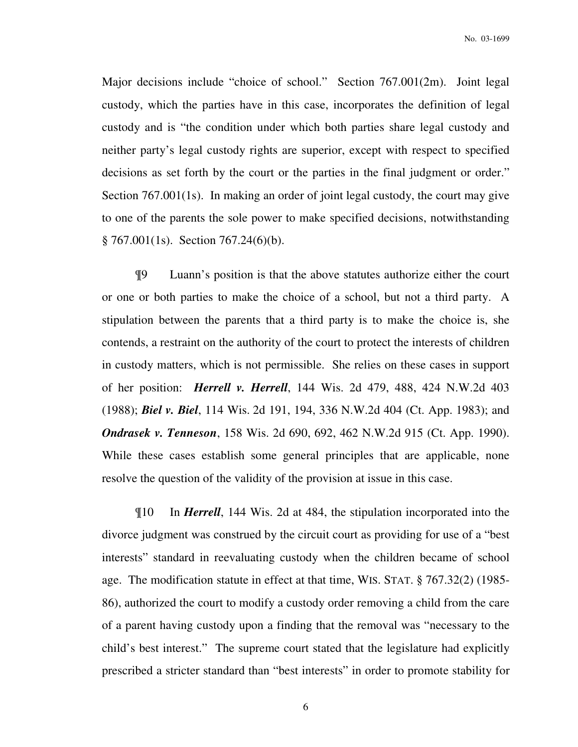Major decisions include "choice of school." Section 767.001(2m). Joint legal custody, which the parties have in this case, incorporates the definition of legal custody and is "the condition under which both parties share legal custody and neither party's legal custody rights are superior, except with respect to specified decisions as set forth by the court or the parties in the final judgment or order." Section 767.001(1s). In making an order of joint legal custody, the court may give to one of the parents the sole power to make specified decisions, notwithstanding § 767.001(1s). Section 767.24(6)(b).

¶9 Luann's position is that the above statutes authorize either the court or one or both parties to make the choice of a school, but not a third party. A stipulation between the parents that a third party is to make the choice is, she contends, a restraint on the authority of the court to protect the interests of children in custody matters, which is not permissible. She relies on these cases in support of her position: ***Herrell v. Herrell***, 144 Wis. 2d 479, 488, 424 N.W.2d 403 (1988); ***Biel v. Biel***, 114 Wis. 2d 191, 194, 336 N.W.2d 404 (Ct. App. 1983); and ***Ondrasek v. Tenneson***, 158 Wis. 2d 690, 692, 462 N.W.2d 915 (Ct. App. 1990). While these cases establish some general principles that are applicable, none resolve the question of the validity of the provision at issue in this case.

¶10 In ***Herrell***, 144 Wis. 2d at 484, the stipulation incorporated into the divorce judgment was construed by the circuit court as providing for use of a "best interests" standard in reevaluating custody when the children became of school age. The modification statute in effect at that time, WIS. STAT. § 767.32(2) (1985-86), authorized the court to modify a custody order removing a child from the care of a parent having custody upon a finding that the removal was "necessary to the child's best interest." The supreme court stated that the legislature had explicitly prescribed a stricter standard than "best interests" in order to promote stability for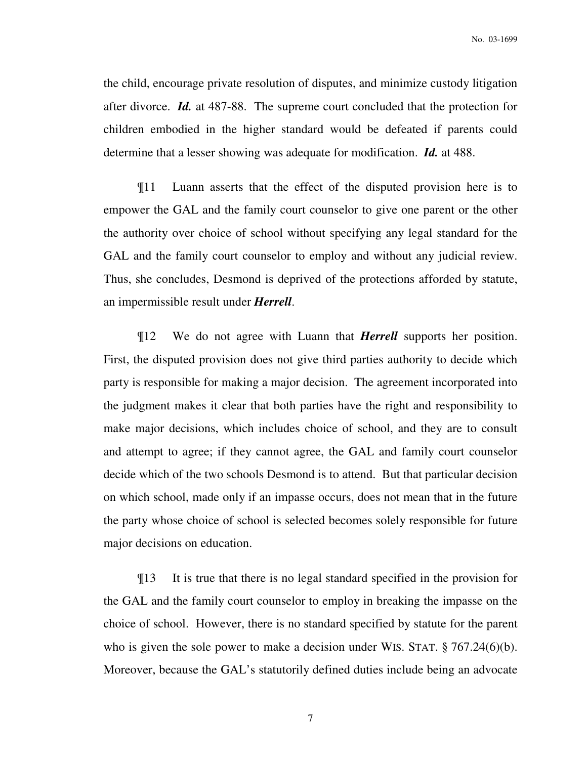the child, encourage private resolution of disputes, and minimize custody litigation after divorce. ***Id.*** at 487-88. The supreme court concluded that the protection for children embodied in the higher standard would be defeated if parents could determine that a lesser showing was adequate for modification. ***Id.*** at 488.

¶11 Luann asserts that the effect of the disputed provision here is to empower the GAL and the family court counselor to give one parent or the other the authority over choice of school without specifying any legal standard for the GAL and the family court counselor to employ and without any judicial review. Thus, she concludes, Desmond is deprived of the protections afforded by statute, an impermissible result under ***Herrell***.

¶12 We do not agree with Luann that ***Herrell*** supports her position. First, the disputed provision does not give third parties authority to decide which party is responsible for making a major decision. The agreement incorporated into the judgment makes it clear that both parties have the right and responsibility to make major decisions, which includes choice of school, and they are to consult and attempt to agree; if they cannot agree, the GAL and family court counselor decide which of the two schools Desmond is to attend. But that particular decision on which school, made only if an impasse occurs, does not mean that in the future the party whose choice of school is selected becomes solely responsible for future major decisions on education.

¶13 It is true that there is no legal standard specified in the provision for the GAL and the family court counselor to employ in breaking the impasse on the choice of school. However, there is no standard specified by statute for the parent who is given the sole power to make a decision under WIS. STAT. § 767.24(6)(b). Moreover, because the GAL's statutorily defined duties include being an advocate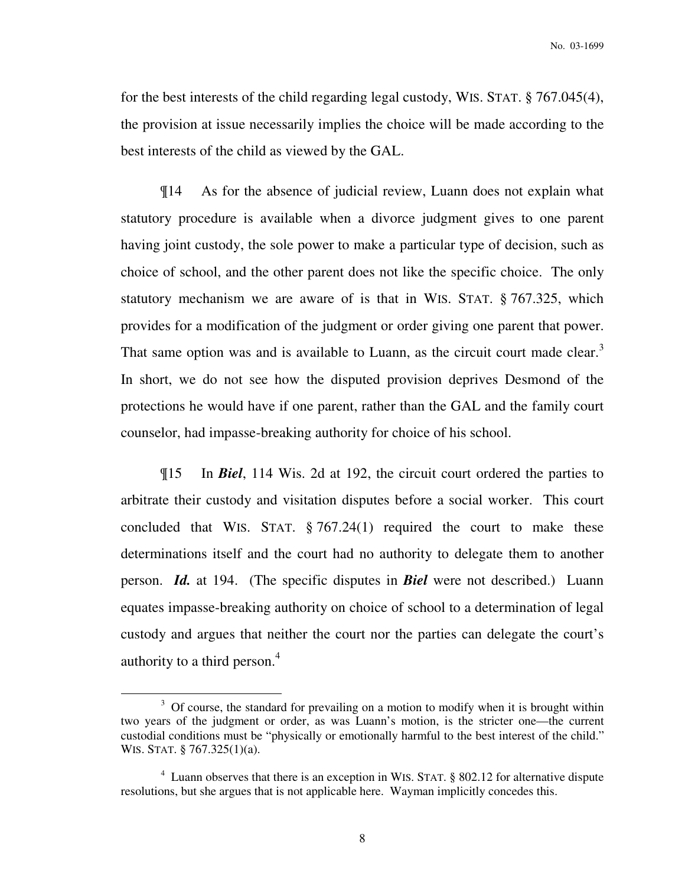for the best interests of the child regarding legal custody, WIS. STAT. § 767.045(4), the provision at issue necessarily implies the choice will be made according to the best interests of the child as viewed by the GAL.

¶14 As for the absence of judicial review, Luann does not explain what statutory procedure is available when a divorce judgment gives to one parent having joint custody, the sole power to make a particular type of decision, such as choice of school, and the other parent does not like the specific choice. The only statutory mechanism we are aware of is that in WIS. STAT. § 767.325, which provides for a modification of the judgment or order giving one parent that power. That same option was and is available to Luann, as the circuit court made clear.[3] In short, we do not see how the disputed provision deprives Desmond of the protections he would have if one parent, rather than the GAL and the family court counselor, had impasse-breaking authority for choice of his school.

¶15 In ***Biel***, 114 Wis. 2d at 192, the circuit court ordered the parties to arbitrate their custody and visitation disputes before a social worker. This court concluded that WIS. STAT. § 767.24(1) required the court to make these determinations itself and the court had no authority to delegate them to another person. ***Id.*** at 194. (The specific disputes in ***Biel*** were not described.) Luann equates impasse-breaking authority on choice of school to a determination of legal custody and argues that neither the court nor the parties can delegate the court's authority to a third person.[4]

---

[3] Of course, the standard for prevailing on a motion to modify when it is brought within two years of the judgment or order, as was Luann's motion, is the stricter one—the current custodial conditions must be "physically or emotionally harmful to the best interest of the child." WIS. STAT. § 767.325(1)(a).

[4] Luann observes that there is an exception in WIS. STAT. § 802.12 for alternative dispute resolutions, but she argues that is not applicable here. Wayman implicitly concedes this.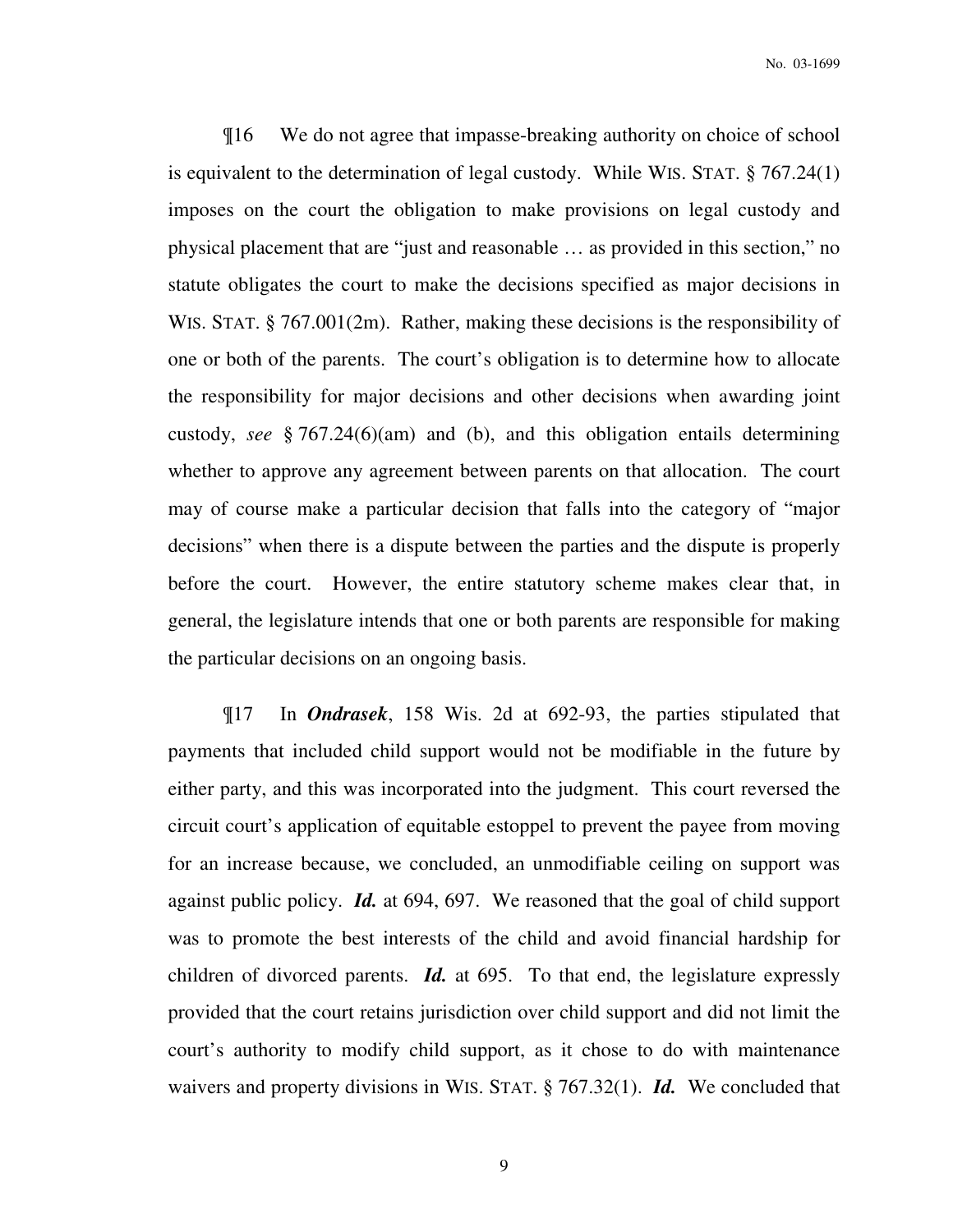¶16 We do not agree that impasse-breaking authority on choice of school is equivalent to the determination of legal custody. While WIS. STAT. § 767.24(1) imposes on the court the obligation to make provisions on legal custody and physical placement that are "just and reasonable … as provided in this section," no statute obligates the court to make the decisions specified as major decisions in WIS. STAT. § 767.001(2m). Rather, making these decisions is the responsibility of one or both of the parents. The court's obligation is to determine how to allocate the responsibility for major decisions and other decisions when awarding joint custody, *see* § 767.24(6)(am) and (b), and this obligation entails determining whether to approve any agreement between parents on that allocation. The court may of course make a particular decision that falls into the category of "major decisions" when there is a dispute between the parties and the dispute is properly before the court. However, the entire statutory scheme makes clear that, in general, the legislature intends that one or both parents are responsible for making the particular decisions on an ongoing basis.

¶17 In ***Ondrasek***, 158 Wis. 2d at 692-93, the parties stipulated that payments that included child support would not be modifiable in the future by either party, and this was incorporated into the judgment. This court reversed the circuit court's application of equitable estoppel to prevent the payee from moving for an increase because, we concluded, an unmodifiable ceiling on support was against public policy. ***Id.*** at 694, 697. We reasoned that the goal of child support was to promote the best interests of the child and avoid financial hardship for children of divorced parents. ***Id.*** at 695. To that end, the legislature expressly provided that the court retains jurisdiction over child support and did not limit the court's authority to modify child support, as it chose to do with maintenance waivers and property divisions in WIS. STAT. § 767.32(1). ***Id.*** We concluded that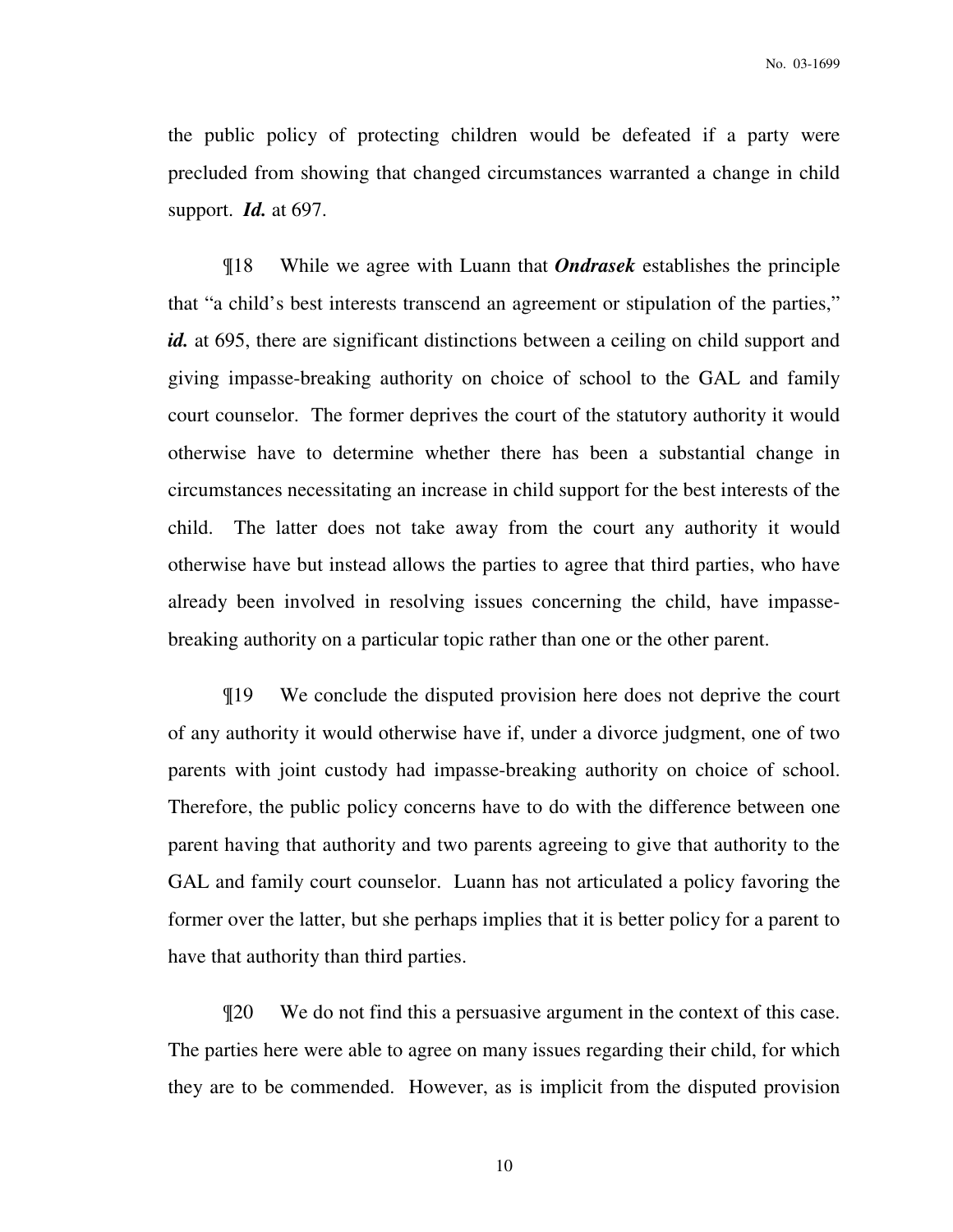the public policy of protecting children would be defeated if a party were precluded from showing that changed circumstances warranted a change in child support. ***Id.*** at 697.

¶18 While we agree with Luann that ***Ondrasek*** establishes the principle that "a child's best interests transcend an agreement or stipulation of the parties," ***id.*** at 695, there are significant distinctions between a ceiling on child support and giving impasse-breaking authority on choice of school to the GAL and family court counselor. The former deprives the court of the statutory authority it would otherwise have to determine whether there has been a substantial change in circumstances necessitating an increase in child support for the best interests of the child. The latter does not take away from the court any authority it would otherwise have but instead allows the parties to agree that third parties, who have already been involved in resolving issues concerning the child, have impasse-breaking authority on a particular topic rather than one or the other parent.

¶19 We conclude the disputed provision here does not deprive the court of any authority it would otherwise have if, under a divorce judgment, one of two parents with joint custody had impasse-breaking authority on choice of school. Therefore, the public policy concerns have to do with the difference between one parent having that authority and two parents agreeing to give that authority to the GAL and family court counselor. Luann has not articulated a policy favoring the former over the latter, but she perhaps implies that it is better policy for a parent to have that authority than third parties.

¶20 We do not find this a persuasive argument in the context of this case. The parties here were able to agree on many issues regarding their child, for which they are to be commended. However, as is implicit from the disputed provision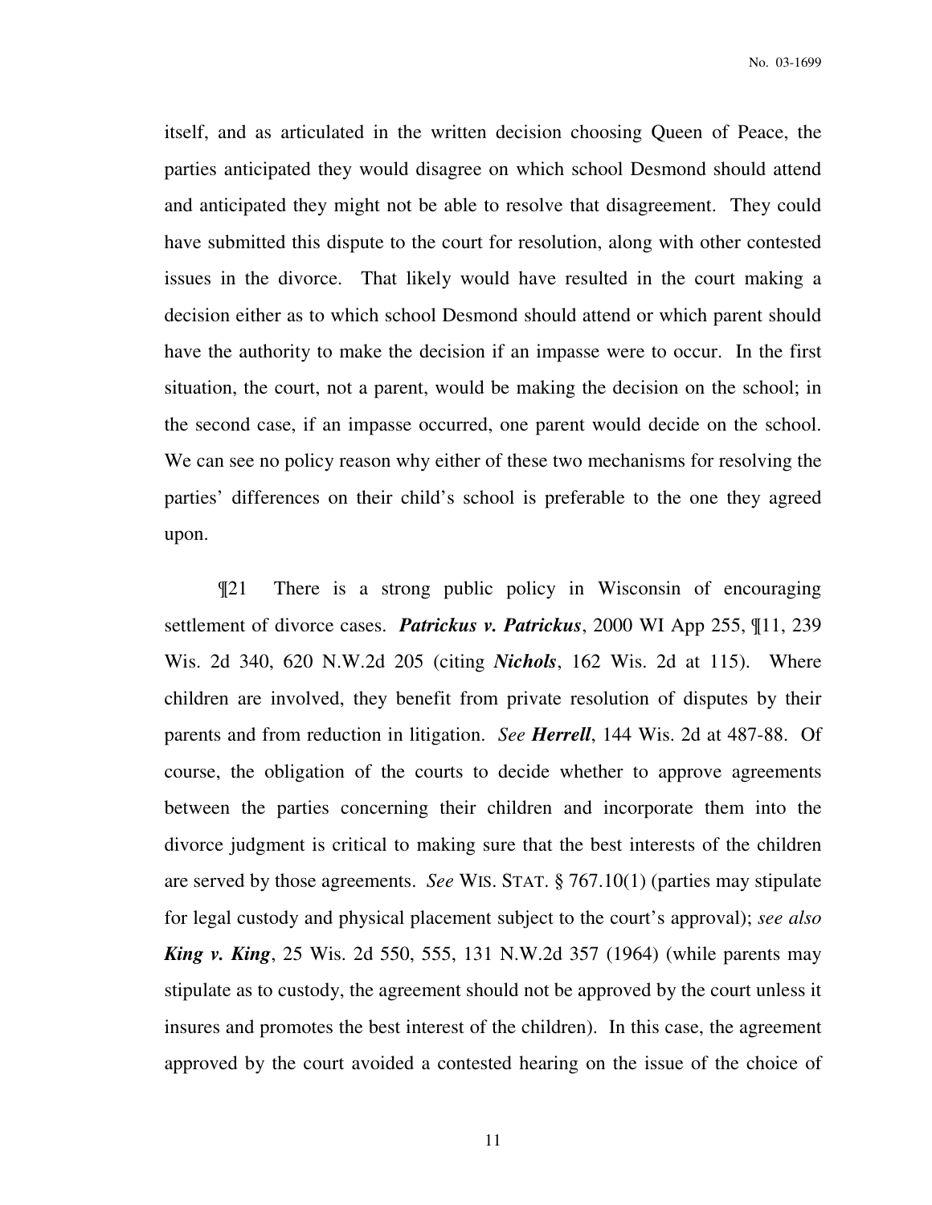itself, and as articulated in the written decision choosing Queen of Peace, the parties anticipated they would disagree on which school Desmond should attend and anticipated they might not be able to resolve that disagreement. They could have submitted this dispute to the court for resolution, along with other contested issues in the divorce. That likely would have resulted in the court making a decision either as to which school Desmond should attend or which parent should have the authority to make the decision if an impasse were to occur. In the first situation, the court, not a parent, would be making the decision on the school; in the second case, if an impasse occurred, one parent would decide on the school. We can see no policy reason why either of these two mechanisms for resolving the parties' differences on their child's school is preferable to the one they agreed upon.

¶21 There is a strong public policy in Wisconsin of encouraging settlement of divorce cases. ***Patrickus v. Patrickus***, 2000 WI App 255, ¶11, 239 Wis. 2d 340, 620 N.W.2d 205 (citing ***Nichols***, 162 Wis. 2d at 115). Where children are involved, they benefit from private resolution of disputes by their parents and from reduction in litigation. *See* ***Herrell***, 144 Wis. 2d at 487-88. Of course, the obligation of the courts to decide whether to approve agreements between the parties concerning their children and incorporate them into the divorce judgment is critical to making sure that the best interests of the children are served by those agreements. *See* WIS. STAT. § 767.10(1) (parties may stipulate for legal custody and physical placement subject to the court's approval); *see also* ***King v. King***, 25 Wis. 2d 550, 555, 131 N.W.2d 357 (1964) (while parents may stipulate as to custody, the agreement should not be approved by the court unless it insures and promotes the best interest of the children). In this case, the agreement approved by the court avoided a contested hearing on the issue of the choice of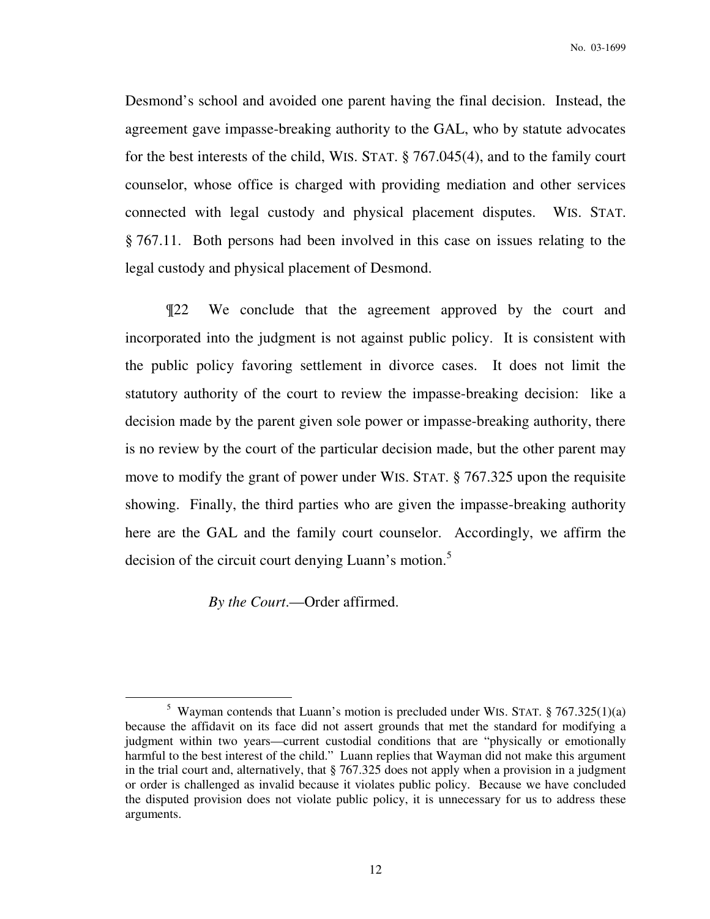Desmond's school and avoided one parent having the final decision. Instead, the agreement gave impasse-breaking authority to the GAL, who by statute advocates for the best interests of the child, WIS. STAT. § 767.045(4), and to the family court counselor, whose office is charged with providing mediation and other services connected with legal custody and physical placement disputes. WIS. STAT. § 767.11. Both persons had been involved in this case on issues relating to the legal custody and physical placement of Desmond.

¶22 We conclude that the agreement approved by the court and incorporated into the judgment is not against public policy. It is consistent with the public policy favoring settlement in divorce cases. It does not limit the statutory authority of the court to review the impasse-breaking decision: like a decision made by the parent given sole power or impasse-breaking authority, there is no review by the court of the particular decision made, but the other parent may move to modify the grant of power under WIS. STAT. § 767.325 upon the requisite showing. Finally, the third parties who are given the impasse-breaking authority here are the GAL and the family court counselor. Accordingly, we affirm the decision of the circuit court denying Luann's motion.[5]

*By the Court*.—Order affirmed.

---

[5] Wayman contends that Luann's motion is precluded under WIS. STAT. § 767.325(1)(a) because the affidavit on its face did not assert grounds that met the standard for modifying a judgment within two years—current custodial conditions that are "physically or emotionally harmful to the best interest of the child." Luann replies that Wayman did not make this argument in the trial court and, alternatively, that § 767.325 does not apply when a provision in a judgment or order is challenged as invalid because it violates public policy. Because we have concluded the disputed provision does not violate public policy, it is unnecessary for us to address these arguments.